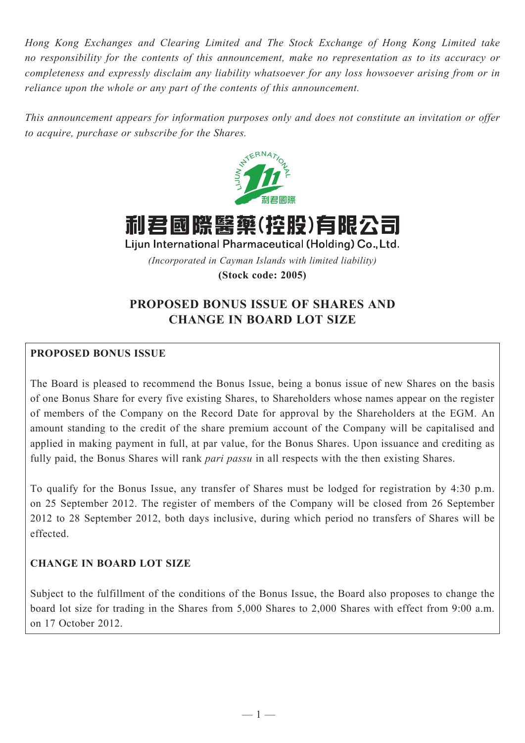*Hong Kong Exchanges and Clearing Limited and The Stock Exchange of Hong Kong Limited take no responsibility for the contents of this announcement, make no representation as to its accuracy or completeness and expressly disclaim any liability whatsoever for any loss howsoever arising from or in reliance upon the whole or any part of the contents of this announcement.*

*This announcement appears for information purposes only and does not constitute an invitation or offer to acquire, purchase or subscribe for the Shares.*

# 利君國際醫藥(控股)有限公司

**Lijun International Pharmaceutical (Holding) Co., Ltd.**

*(Incorporated in Cayman Islands with limited liability)*

**(Stock code: 2005)**

## PROPOSED BONUS ISSUE OF SHARES AND CHANGE IN BOARD LOT SIZE

### PROPOSED BONUS ISSUE

The Board is pleased to recommend the Bonus Issue, being a bonus issue of new Shares on the basis of one Bonus Share for every five existing Shares, to Shareholders whose names appear on the register of members of the Company on the Record Date for approval by the Shareholders at the EGM. An amount standing to the credit of the share premium account of the Company will be capitalised and applied in making payment in full, at par value, for the Bonus Shares. Upon issuance and crediting as fully paid, the Bonus Shares will rank *pari passu* in all respects with the then existing Shares.

To qualify for the Bonus Issue, any transfer of Shares must be lodged for registration by 4:30 p.m. on 25 September 2012. The register of members of the Company will be closed from 26 September 2012 to 28 September 2012, both days inclusive, during which period no transfers of Shares will be effected.

### CHANGE IN BOARD LOT SIZE

Subject to the fulfillment of the conditions of the Bonus Issue, the Board also proposes to change the board lot size for trading in the Shares from 5,000 Shares to 2,000 Shares with effect from 9:00 a.m. on 17 October 2012.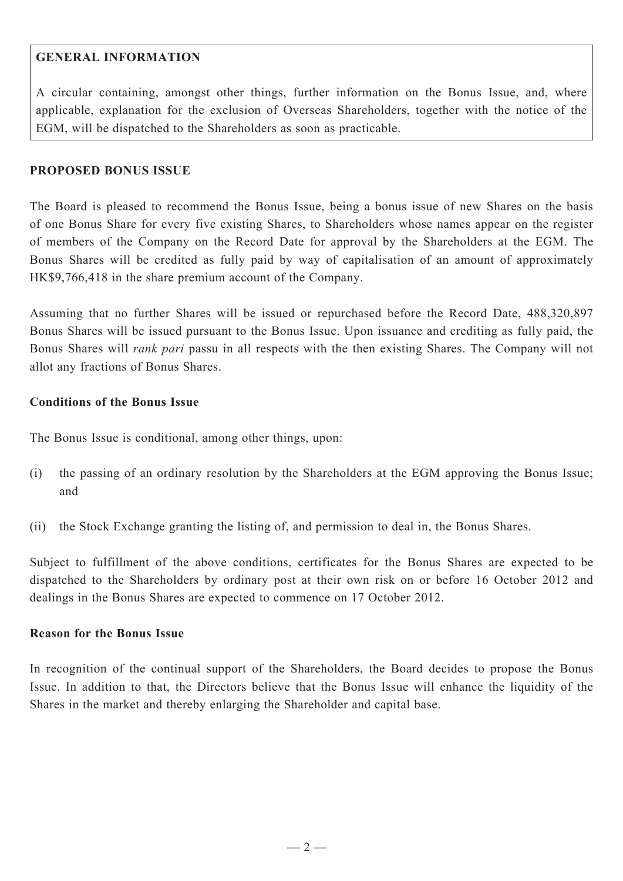**GENERAL INFORMATION**

A circular containing, amongst other things, further information on the Bonus Issue, and, where applicable, explanation for the exclusion of Overseas Shareholders, together with the notice of the EGM, will be dispatched to the Shareholders as soon as practicable.

**PROPOSED BONUS ISSUE**

The Board is pleased to recommend the Bonus Issue, being a bonus issue of new Shares on the basis of one Bonus Share for every five existing Shares, to Shareholders whose names appear on the register of members of the Company on the Record Date for approval by the Shareholders at the EGM. The Bonus Shares will be credited as fully paid by way of capitalisation of an amount of approximately HK$9,766,418 in the share premium account of the Company.

Assuming that no further Shares will be issued or repurchased before the Record Date, 488,320,897 Bonus Shares will be issued pursuant to the Bonus Issue. Upon issuance and crediting as fully paid, the Bonus Shares will *rank pari* passu in all respects with the then existing Shares. The Company will not allot any fractions of Bonus Shares.

**Conditions of the Bonus Issue**

The Bonus Issue is conditional, among other things, upon:

(i) the passing of an ordinary resolution by the Shareholders at the EGM approving the Bonus Issue; and

(ii) the Stock Exchange granting the listing of, and permission to deal in, the Bonus Shares.

Subject to fulfillment of the above conditions, certificates for the Bonus Shares are expected to be dispatched to the Shareholders by ordinary post at their own risk on or before 16 October 2012 and dealings in the Bonus Shares are expected to commence on 17 October 2012.

**Reason for the Bonus Issue**

In recognition of the continual support of the Shareholders, the Board decides to propose the Bonus Issue. In addition to that, the Directors believe that the Bonus Issue will enhance the liquidity of the Shares in the market and thereby enlarging the Shareholder and capital base.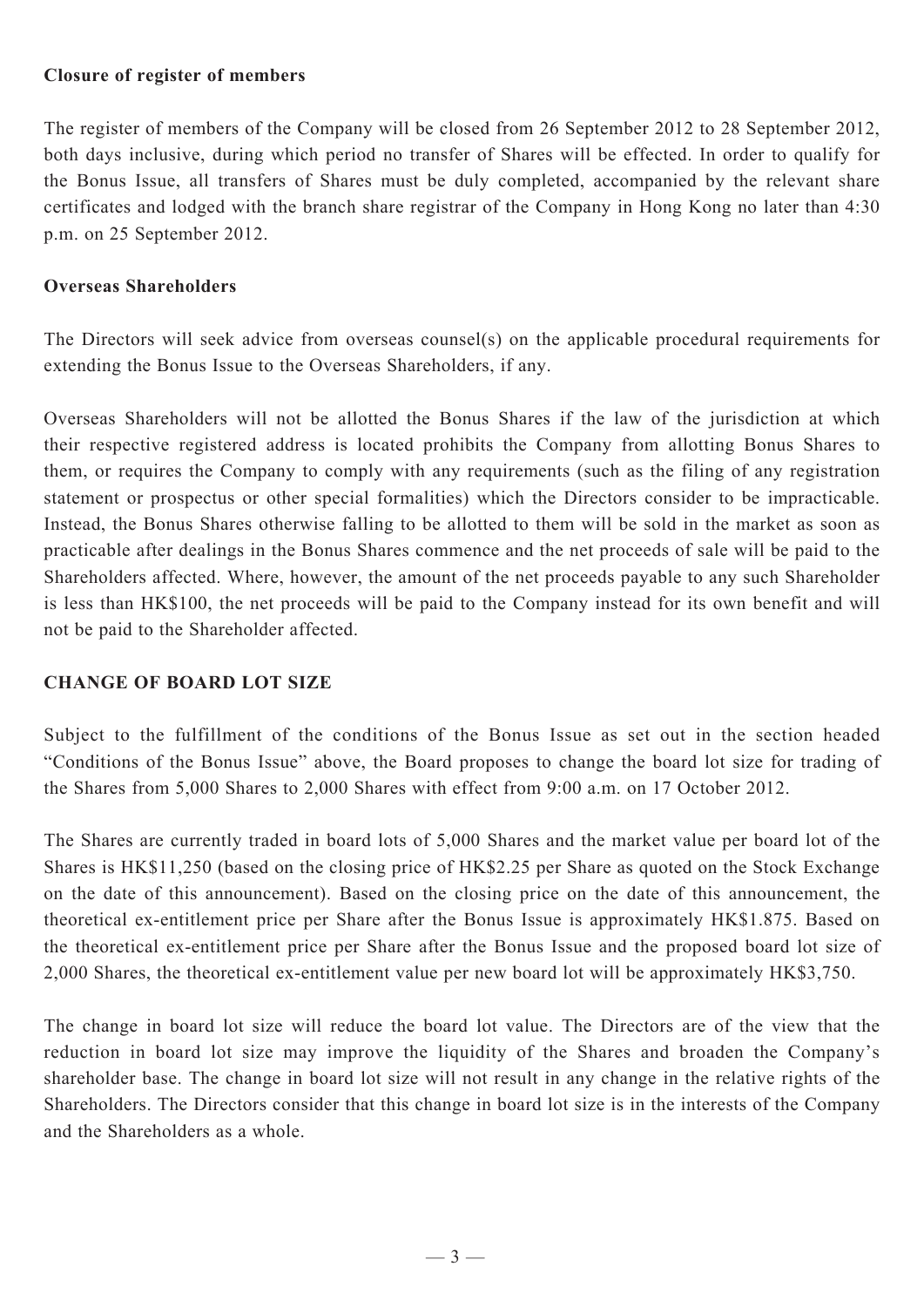**Closure of register of members**

The register of members of the Company will be closed from 26 September 2012 to 28 September 2012, both days inclusive, during which period no transfer of Shares will be effected. In order to qualify for the Bonus Issue, all transfers of Shares must be duly completed, accompanied by the relevant share certificates and lodged with the branch share registrar of the Company in Hong Kong no later than 4:30 p.m. on 25 September 2012.

**Overseas Shareholders**

The Directors will seek advice from overseas counsel(s) on the applicable procedural requirements for extending the Bonus Issue to the Overseas Shareholders, if any.

Overseas Shareholders will not be allotted the Bonus Shares if the law of the jurisdiction at which their respective registered address is located prohibits the Company from allotting Bonus Shares to them, or requires the Company to comply with any requirements (such as the filing of any registration statement or prospectus or other special formalities) which the Directors consider to be impracticable. Instead, the Bonus Shares otherwise falling to be allotted to them will be sold in the market as soon as practicable after dealings in the Bonus Shares commence and the net proceeds of sale will be paid to the Shareholders affected. Where, however, the amount of the net proceeds payable to any such Shareholder is less than HK$100, the net proceeds will be paid to the Company instead for its own benefit and will not be paid to the Shareholder affected.

## CHANGE OF BOARD LOT SIZE

Subject to the fulfillment of the conditions of the Bonus Issue as set out in the section headed "Conditions of the Bonus Issue" above, the Board proposes to change the board lot size for trading of the Shares from 5,000 Shares to 2,000 Shares with effect from 9:00 a.m. on 17 October 2012.

The Shares are currently traded in board lots of 5,000 Shares and the market value per board lot of the Shares is HK$11,250 (based on the closing price of HK$2.25 per Share as quoted on the Stock Exchange on the date of this announcement). Based on the closing price on the date of this announcement, the theoretical ex-entitlement price per Share after the Bonus Issue is approximately HK$1.875. Based on the theoretical ex-entitlement price per Share after the Bonus Issue and the proposed board lot size of 2,000 Shares, the theoretical ex-entitlement value per new board lot will be approximately HK$3,750.

The change in board lot size will reduce the board lot value. The Directors are of the view that the reduction in board lot size may improve the liquidity of the Shares and broaden the Company's shareholder base. The change in board lot size will not result in any change in the relative rights of the Shareholders. The Directors consider that this change in board lot size is in the interests of the Company and the Shareholders as a whole.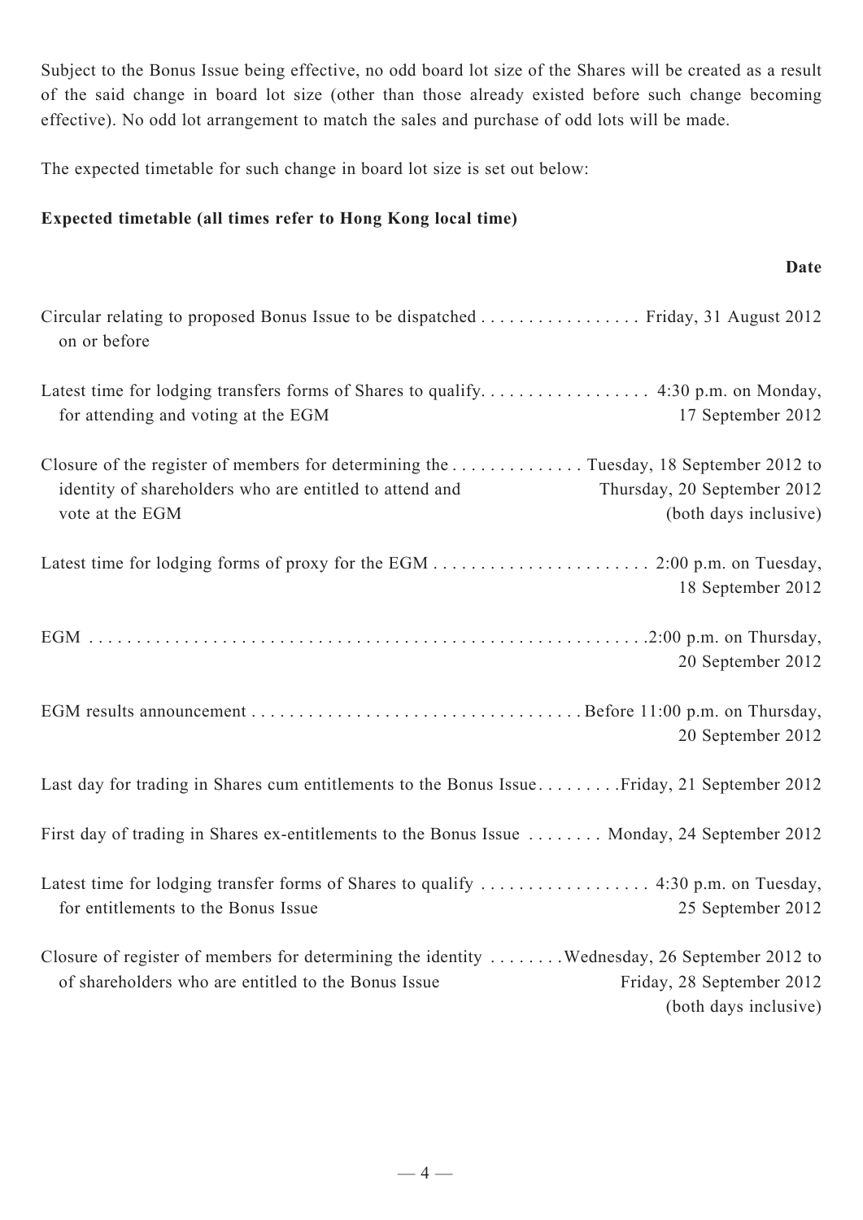Subject to the Bonus Issue being effective, no odd board lot size of the Shares will be created as a result of the said change in board lot size (other than those already existed before such change becoming effective). No odd lot arrangement to match the sales and purchase of odd lots will be made.

The expected timetable for such change in board lot size is set out below:

**Expected timetable (all times refer to Hong Kong local time)**

| | **Date** |
|---|---|
| Circular relating to proposed Bonus Issue to be dispatched on or before | Friday, 31 August 2012 |
| Latest time for lodging transfers forms of Shares to qualify for attending and voting at the EGM | 4:30 p.m. on Monday, 17 September 2012 |
| Closure of the register of members for determining the identity of shareholders who are entitled to attend and vote at the EGM | Tuesday, 18 September 2012 to Thursday, 20 September 2012 (both days inclusive) |
| Latest time for lodging forms of proxy for the EGM | 2:00 p.m. on Tuesday, 18 September 2012 |
| EGM | 2:00 p.m. on Thursday, 20 September 2012 |
| EGM results announcement | Before 11:00 p.m. on Thursday, 20 September 2012 |
| Last day for trading in Shares cum entitlements to the Bonus Issue | Friday, 21 September 2012 |
| First day of trading in Shares ex-entitlements to the Bonus Issue | Monday, 24 September 2012 |
| Latest time for lodging transfer forms of Shares to qualify for entitlements to the Bonus Issue | 4:30 p.m. on Tuesday, 25 September 2012 |
| Closure of register of members for determining the identity of shareholders who are entitled to the Bonus Issue | Wednesday, 26 September 2012 to Friday, 28 September 2012 (both days inclusive) |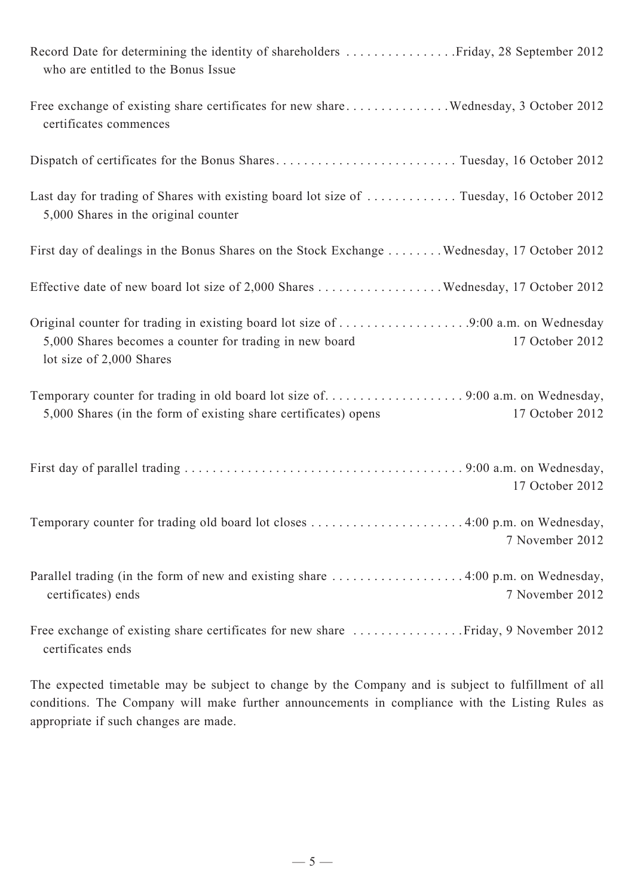| Event | Date |
|---|---|
| Record Date for determining the identity of shareholders who are entitled to the Bonus Issue | Friday, 28 September 2012 |
| Free exchange of existing share certificates for new share certificates commences | Wednesday, 3 October 2012 |
| Dispatch of certificates for the Bonus Shares | Tuesday, 16 October 2012 |
| Last day for trading of Shares with existing board lot size of 5,000 Shares in the original counter | Tuesday, 16 October 2012 |
| First day of dealings in the Bonus Shares on the Stock Exchange | Wednesday, 17 October 2012 |
| Effective date of new board lot size of 2,000 Shares | Wednesday, 17 October 2012 |
| Original counter for trading in existing board lot size of 5,000 Shares becomes a counter for trading in new board lot size of 2,000 Shares | 9:00 a.m. on Wednesday 17 October 2012 |
| Temporary counter for trading in old board lot size of 5,000 Shares (in the form of existing share certificates) opens | 9:00 a.m. on Wednesday, 17 October 2012 |
| First day of parallel trading | 9:00 a.m. on Wednesday, 17 October 2012 |
| Temporary counter for trading old board lot closes | 4:00 p.m. on Wednesday, 7 November 2012 |
| Parallel trading (in the form of new and existing share certificates) ends | 4:00 p.m. on Wednesday, 7 November 2012 |
| Free exchange of existing share certificates for new share certificates ends | Friday, 9 November 2012 |

The expected timetable may be subject to change by the Company and is subject to fulfillment of all conditions. The Company will make further announcements in compliance with the Listing Rules as appropriate if such changes are made.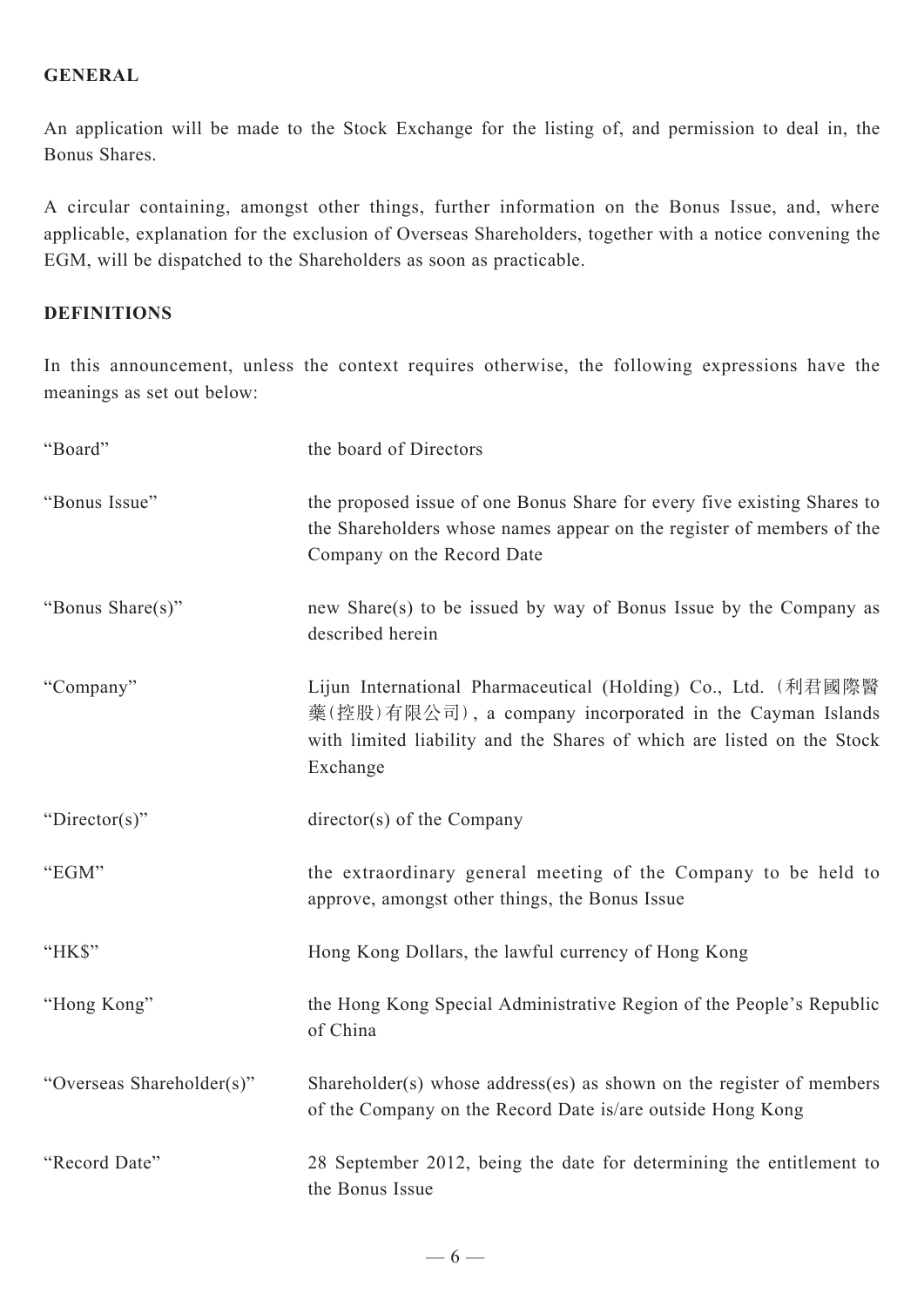## GENERAL

An application will be made to the Stock Exchange for the listing of, and permission to deal in, the Bonus Shares.

A circular containing, amongst other things, further information on the Bonus Issue, and, where applicable, explanation for the exclusion of Overseas Shareholders, together with a notice convening the EGM, will be dispatched to the Shareholders as soon as practicable.

## DEFINITIONS

In this announcement, unless the context requires otherwise, the following expressions have the meanings as set out below:

| | |
|---|---|
| "Board" | the board of Directors |
| "Bonus Issue" | the proposed issue of one Bonus Share for every five existing Shares to the Shareholders whose names appear on the register of members of the Company on the Record Date |
| "Bonus Share(s)" | new Share(s) to be issued by way of Bonus Issue by the Company as described herein |
| "Company" | Lijun International Pharmaceutical (Holding) Co., Ltd.（利君國際醫藥(控股)有限公司）, a company incorporated in the Cayman Islands with limited liability and the Shares of which are listed on the Stock Exchange |
| "Director(s)" | director(s) of the Company |
| "EGM" | the extraordinary general meeting of the Company to be held to approve, amongst other things, the Bonus Issue |
| "HK$" | Hong Kong Dollars, the lawful currency of Hong Kong |
| "Hong Kong" | the Hong Kong Special Administrative Region of the People's Republic of China |
| "Overseas Shareholder(s)" | Shareholder(s) whose address(es) as shown on the register of members of the Company on the Record Date is/are outside Hong Kong |
| "Record Date" | 28 September 2012, being the date for determining the entitlement to the Bonus Issue |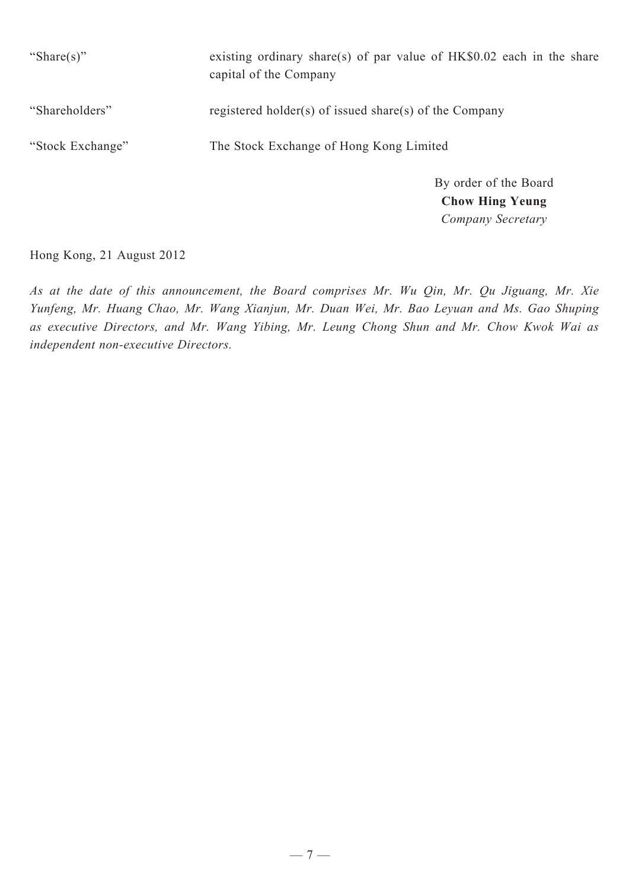| | |
|---|---|
| "Share(s)" | existing ordinary share(s) of par value of HK$0.02 each in the share capital of the Company |
| "Shareholders" | registered holder(s) of issued share(s) of the Company |
| "Stock Exchange" | The Stock Exchange of Hong Kong Limited |

By order of the Board
**Chow Hing Yeung**
*Company Secretary*

Hong Kong, 21 August 2012

*As at the date of this announcement, the Board comprises Mr. Wu Qin, Mr. Qu Jiguang, Mr. Xie Yunfeng, Mr. Huang Chao, Mr. Wang Xianjun, Mr. Duan Wei, Mr. Bao Leyuan and Ms. Gao Shuping as executive Directors, and Mr. Wang Yibing, Mr. Leung Chong Shun and Mr. Chow Kwok Wai as independent non-executive Directors.*